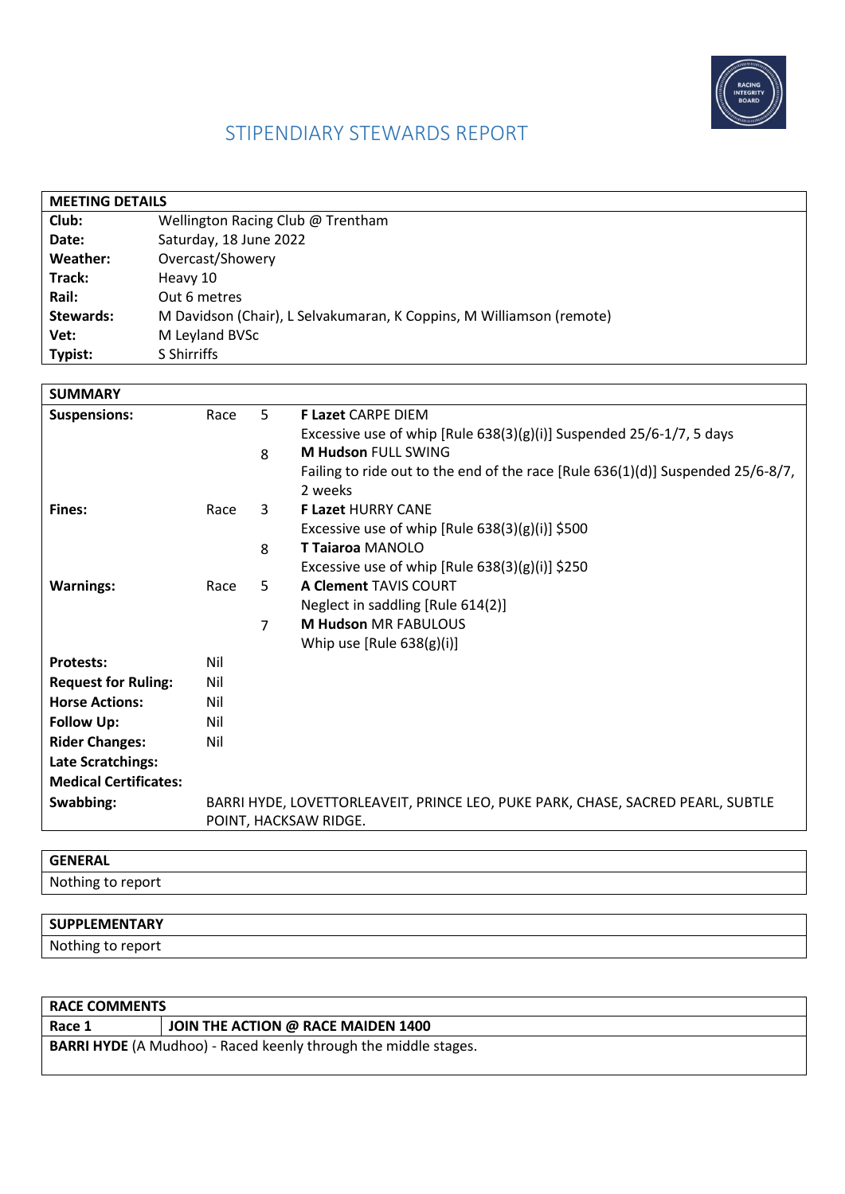# STIPENDIARY STEWARDS REPORT

| MEETING DETAILS | |
|---|---|
| **Club:** | Wellington Racing Club @ Trentham |
| **Date:** | Saturday, 18 June 2022 |
| **Weather:** | Overcast/Showery |
| **Track:** | Heavy 10 |
| **Rail:** | Out 6 metres |
| **Stewards:** | M Davidson (Chair), L Selvakumaran, K Coppins, M Williamson (remote) |
| **Vet:** | M Leyland BVSc |
| **Typist:** | S Shirriffs |

| SUMMARY | | | |
|---|---|---|---|
| **Suspensions:** | Race | 5 | **F Lazet** CARPE DIEM<br>Excessive use of whip [Rule 638(3)(g)(i)] Suspended 25/6-1/7, 5 days |
| | | 8 | **M Hudson** FULL SWING<br>Failing to ride out to the end of the race [Rule 636(1)(d)] Suspended 25/6-8/7, 2 weeks |
| **Fines:** | Race | 3 | **F Lazet** HURRY CANE<br>Excessive use of whip [Rule 638(3)(g)(i)] $500 |
| | | 8 | **T Taiaroa** MANOLO<br>Excessive use of whip [Rule 638(3)(g)(i)] $250 |
| **Warnings:** | Race | 5 | **A Clement** TAVIS COURT<br>Neglect in saddling [Rule 614(2)] |
| | | 7 | **M Hudson** MR FABULOUS<br>Whip use [Rule 638(g)(i)] |
| **Protests:** | Nil | | |
| **Request for Ruling:** | Nil | | |
| **Horse Actions:** | Nil | | |
| **Follow Up:** | Nil | | |
| **Rider Changes:** | Nil | | |
| **Late Scratchings:** | | | |
| **Medical Certificates:** | | | |
| **Swabbing:** | BARRI HYDE, LOVETTORLEAVEIT, PRINCE LEO, PUKE PARK, CHASE, SACRED PEARL, SUBTLE POINT, HACKSAW RIDGE. | | |

| GENERAL |
|---|
| Nothing to report |

| SUPPLEMENTARY |
|---|
| Nothing to report |

| RACE COMMENTS | |
|---|---|
| **Race 1** | **JOIN THE ACTION @ RACE MAIDEN 1400** |

**BARRI HYDE** (A Mudhoo) - Raced keenly through the middle stages.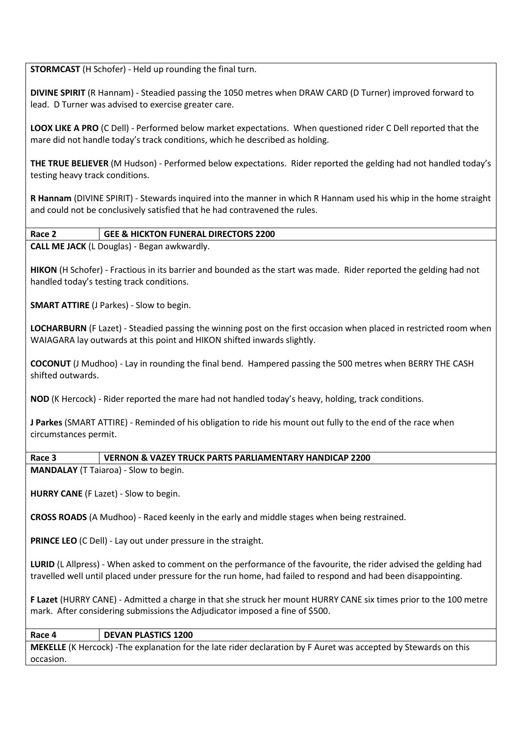**STORMCAST** (H Schofer) - Held up rounding the final turn.

**DIVINE SPIRIT** (R Hannam) - Steadied passing the 1050 metres when DRAW CARD (D Turner) improved forward to lead. D Turner was advised to exercise greater care.

**LOOX LIKE A PRO** (C Dell) - Performed below market expectations. When questioned rider C Dell reported that the mare did not handle today's track conditions, which he described as holding.

**THE TRUE BELIEVER** (M Hudson) - Performed below expectations. Rider reported the gelding had not handled today's testing heavy track conditions.

**R Hannam** (DIVINE SPIRIT) - Stewards inquired into the manner in which R Hannam used his whip in the home straight and could not be conclusively satisfied that he had contravened the rules.

| Race 2 | GEE & HICKTON FUNERAL DIRECTORS 2200 |
|---|---|

**CALL ME JACK** (L Douglas) - Began awkwardly.

**HIKON** (H Schofer) - Fractious in its barrier and bounded as the start was made. Rider reported the gelding had not handled today's testing track conditions.

**SMART ATTIRE** (J Parkes) - Slow to begin.

**LOCHARBURN** (F Lazet) - Steadied passing the winning post on the first occasion when placed in restricted room when WAIAGARA lay outwards at this point and HIKON shifted inwards slightly.

**COCONUT** (J Mudhoo) - Lay in rounding the final bend. Hampered passing the 500 metres when BERRY THE CASH shifted outwards.

**NOD** (K Hercock) - Rider reported the mare had not handled today's heavy, holding, track conditions.

**J Parkes** (SMART ATTIRE) - Reminded of his obligation to ride his mount out fully to the end of the race when circumstances permit.

| Race 3 | VERNON & VAZEY TRUCK PARTS PARLIAMENTARY HANDICAP 2200 |
|---|---|

**MANDALAY** (T Taiaroa) - Slow to begin.

**HURRY CANE** (F Lazet) - Slow to begin.

**CROSS ROADS** (A Mudhoo) - Raced keenly in the early and middle stages when being restrained.

**PRINCE LEO** (C Dell) - Lay out under pressure in the straight.

**LURID** (L Allpress) - When asked to comment on the performance of the favourite, the rider advised the gelding had travelled well until placed under pressure for the run home, had failed to respond and had been disappointing.

**F Lazet** (HURRY CANE) - Admitted a charge in that she struck her mount HURRY CANE six times prior to the 100 metre mark. After considering submissions the Adjudicator imposed a fine of $500.

| Race 4 | DEVAN PLASTICS 1200 |
|---|---|

**MEKELLE** (K Hercock) -The explanation for the late rider declaration by F Auret was accepted by Stewards on this occasion.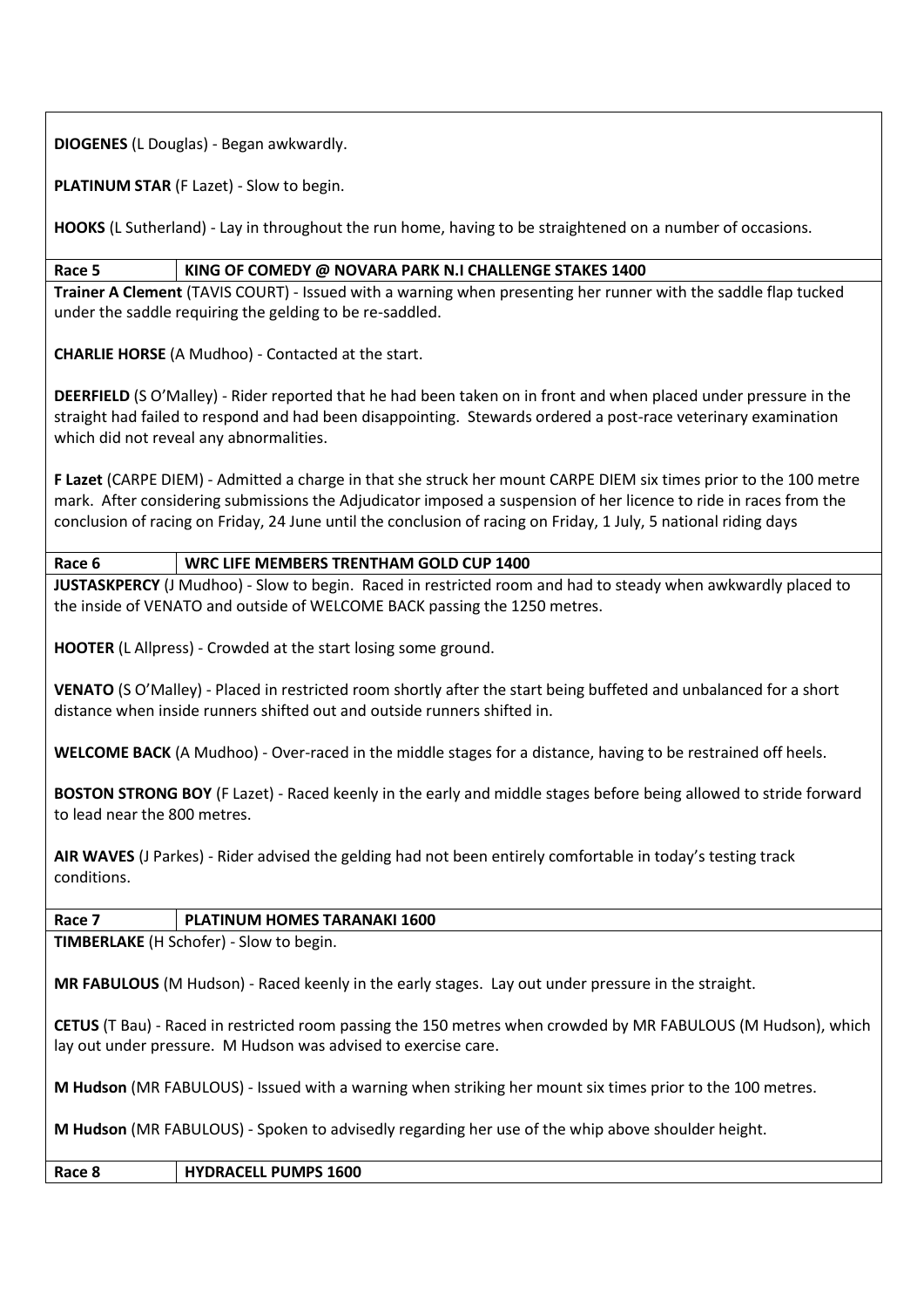**DIOGENES** (L Douglas) - Began awkwardly.

**PLATINUM STAR** (F Lazet) - Slow to begin.

**HOOKS** (L Sutherland) - Lay in throughout the run home, having to be straightened on a number of occasions.

| **Race 5** | **KING OF COMEDY @ NOVARA PARK N.I CHALLENGE STAKES 1400** |
|---|---|

**Trainer A Clement** (TAVIS COURT) - Issued with a warning when presenting her runner with the saddle flap tucked under the saddle requiring the gelding to be re-saddled.

**CHARLIE HORSE** (A Mudhoo) - Contacted at the start.

**DEERFIELD** (S O'Malley) - Rider reported that he had been taken on in front and when placed under pressure in the straight had failed to respond and had been disappointing. Stewards ordered a post-race veterinary examination which did not reveal any abnormalities.

**F Lazet** (CARPE DIEM) - Admitted a charge in that she struck her mount CARPE DIEM six times prior to the 100 metre mark. After considering submissions the Adjudicator imposed a suspension of her licence to ride in races from the conclusion of racing on Friday, 24 June until the conclusion of racing on Friday, 1 July, 5 national riding days

| **Race 6** | **WRC LIFE MEMBERS TRENTHAM GOLD CUP 1400** |
|---|---|

**JUSTASKPERCY** (J Mudhoo) - Slow to begin. Raced in restricted room and had to steady when awkwardly placed to the inside of VENATO and outside of WELCOME BACK passing the 1250 metres.

**HOOTER** (L Allpress) - Crowded at the start losing some ground.

**VENATO** (S O'Malley) - Placed in restricted room shortly after the start being buffeted and unbalanced for a short distance when inside runners shifted out and outside runners shifted in.

**WELCOME BACK** (A Mudhoo) - Over-raced in the middle stages for a distance, having to be restrained off heels.

**BOSTON STRONG BOY** (F Lazet) - Raced keenly in the early and middle stages before being allowed to stride forward to lead near the 800 metres.

**AIR WAVES** (J Parkes) - Rider advised the gelding had not been entirely comfortable in today's testing track conditions.

| **Race 7** | **PLATINUM HOMES TARANAKI 1600** |
|---|---|

**TIMBERLAKE** (H Schofer) - Slow to begin.

**MR FABULOUS** (M Hudson) - Raced keenly in the early stages. Lay out under pressure in the straight.

**CETUS** (T Bau) - Raced in restricted room passing the 150 metres when crowded by MR FABULOUS (M Hudson), which lay out under pressure. M Hudson was advised to exercise care.

**M Hudson** (MR FABULOUS) - Issued with a warning when striking her mount six times prior to the 100 metres.

**M Hudson** (MR FABULOUS) - Spoken to advisedly regarding her use of the whip above shoulder height.

| **Race 8** | **HYDRACELL PUMPS 1600** |
|---|---|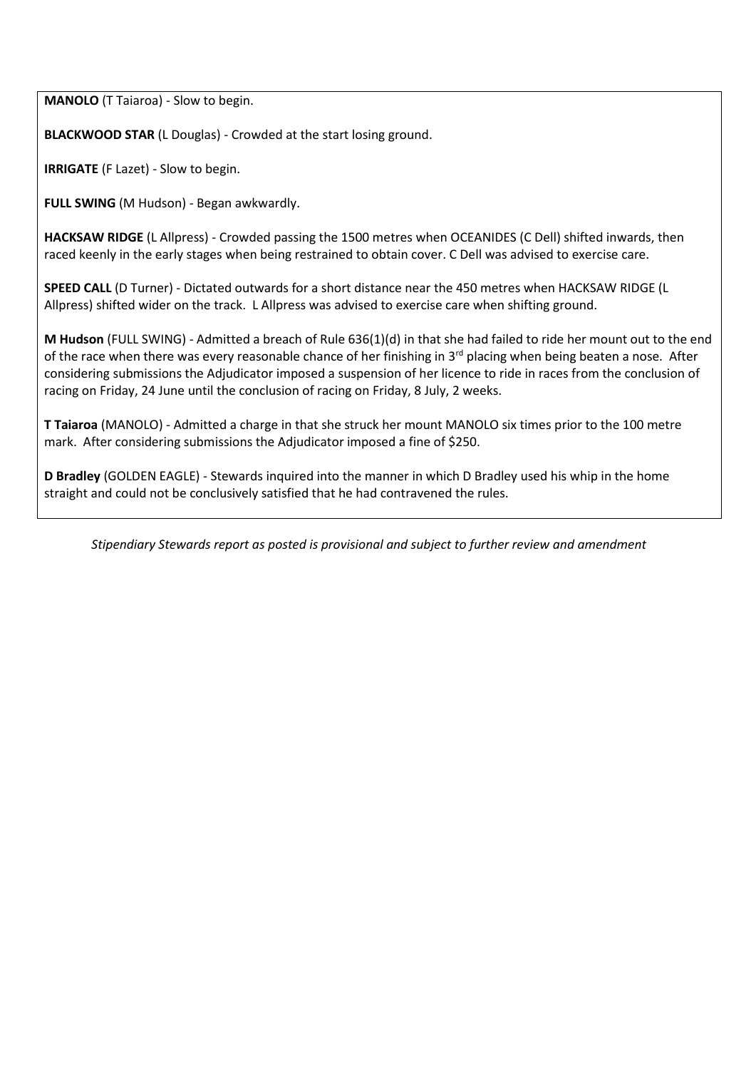**MANOLO** (T Taiaroa) - Slow to begin.

**BLACKWOOD STAR** (L Douglas) - Crowded at the start losing ground.

**IRRIGATE** (F Lazet) - Slow to begin.

**FULL SWING** (M Hudson) - Began awkwardly.

**HACKSAW RIDGE** (L Allpress) - Crowded passing the 1500 metres when OCEANIDES (C Dell) shifted inwards, then raced keenly in the early stages when being restrained to obtain cover. C Dell was advised to exercise care.

**SPEED CALL** (D Turner) - Dictated outwards for a short distance near the 450 metres when HACKSAW RIDGE (L Allpress) shifted wider on the track. L Allpress was advised to exercise care when shifting ground.

**M Hudson** (FULL SWING) - Admitted a breach of Rule 636(1)(d) in that she had failed to ride her mount out to the end of the race when there was every reasonable chance of her finishing in 3rd placing when being beaten a nose. After considering submissions the Adjudicator imposed a suspension of her licence to ride in races from the conclusion of racing on Friday, 24 June until the conclusion of racing on Friday, 8 July, 2 weeks.

**T Taiaroa** (MANOLO) - Admitted a charge in that she struck her mount MANOLO six times prior to the 100 metre mark. After considering submissions the Adjudicator imposed a fine of $250.

**D Bradley** (GOLDEN EAGLE) - Stewards inquired into the manner in which D Bradley used his whip in the home straight and could not be conclusively satisfied that he had contravened the rules.

*Stipendiary Stewards report as posted is provisional and subject to further review and amendment*